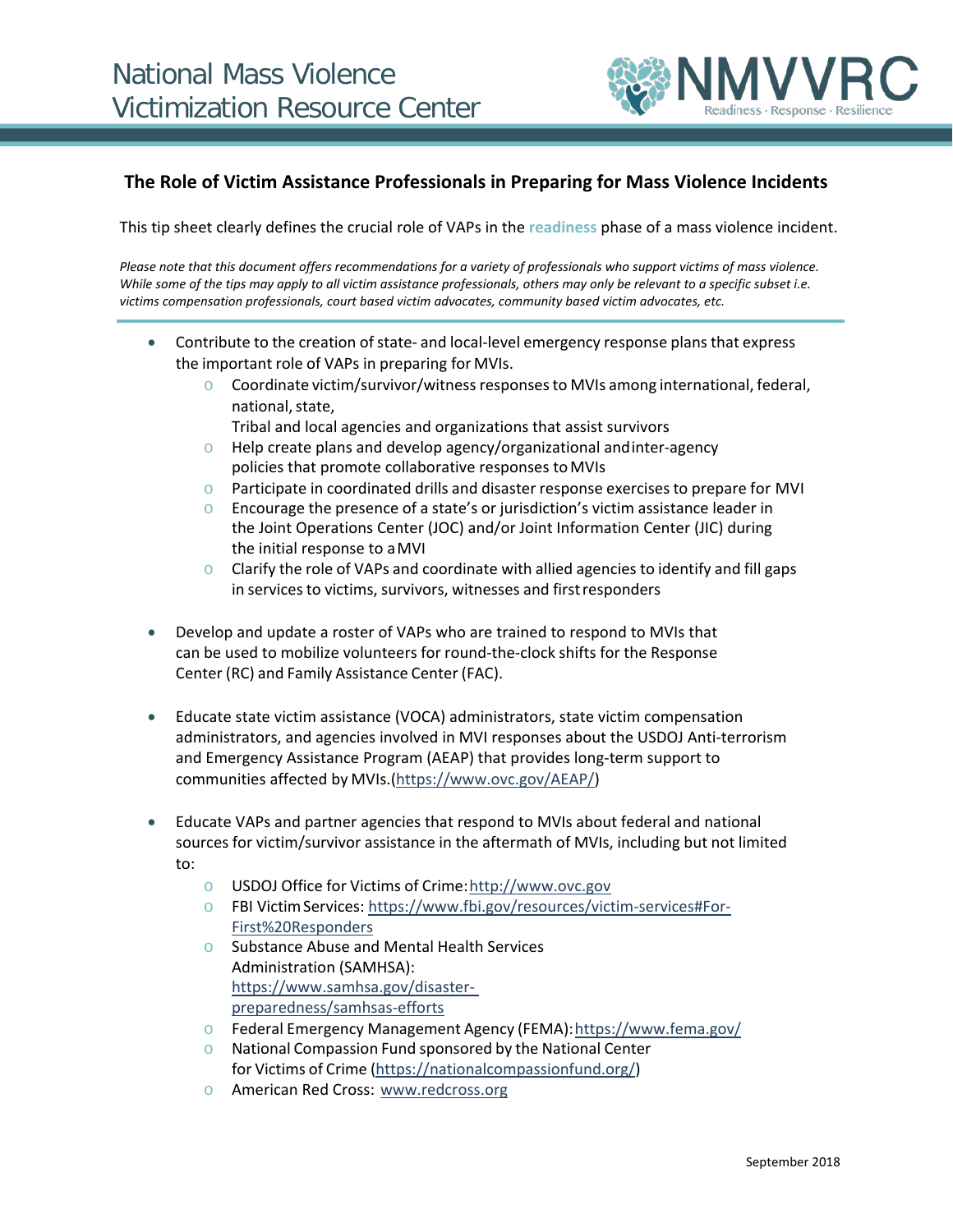National Mass Violence Victimization Resource Center

NMVVRC
Readiness · Response · Resilience

## The Role of Victim Assistance Professionals in Preparing for Mass Violence Incidents

This tip sheet clearly defines the crucial role of VAPs in the **readiness** phase of a mass violence incident.

*Please note that this document offers recommendations for a variety of professionals who support victims of mass violence. While some of the tips may apply to all victim assistance professionals, others may only be relevant to a specific subset i.e. victims compensation professionals, court based victim advocates, community based victim advocates, etc.*

- Contribute to the creation of state- and local-level emergency response plans that express the important role of VAPs in preparing for MVIs.
  - Coordinate victim/survivor/witness responses to MVIs among international, federal, national, state, Tribal and local agencies and organizations that assist survivors
  - Help create plans and develop agency/organizational and inter-agency policies that promote collaborative responses to MVIs
  - Participate in coordinated drills and disaster response exercises to prepare for MVI
  - Encourage the presence of a state's or jurisdiction's victim assistance leader in the Joint Operations Center (JOC) and/or Joint Information Center (JIC) during the initial response to a MVI
  - Clarify the role of VAPs and coordinate with allied agencies to identify and fill gaps in services to victims, survivors, witnesses and first responders

- Develop and update a roster of VAPs who are trained to respond to MVIs that can be used to mobilize volunteers for round-the-clock shifts for the Response Center (RC) and Family Assistance Center (FAC).

- Educate state victim assistance (VOCA) administrators, state victim compensation administrators, and agencies involved in MVI responses about the USDOJ Anti-terrorism and Emergency Assistance Program (AEAP) that provides long-term support to communities affected by MVIs.(https://www.ovc.gov/AEAP/)

- Educate VAPs and partner agencies that respond to MVIs about federal and national sources for victim/survivor assistance in the aftermath of MVIs, including but not limited to:
  - USDOJ Office for Victims of Crime: http://www.ovc.gov
  - FBI Victim Services: https://www.fbi.gov/resources/victim-services#For-First%20Responders
  - Substance Abuse and Mental Health Services Administration (SAMHSA): https://www.samhsa.gov/disaster-preparedness/samhsas-efforts
  - Federal Emergency Management Agency (FEMA): https://www.fema.gov/
  - National Compassion Fund sponsored by the National Center for Victims of Crime (https://nationalcompassionfund.org/)
  - American Red Cross: www.redcross.org

September 2018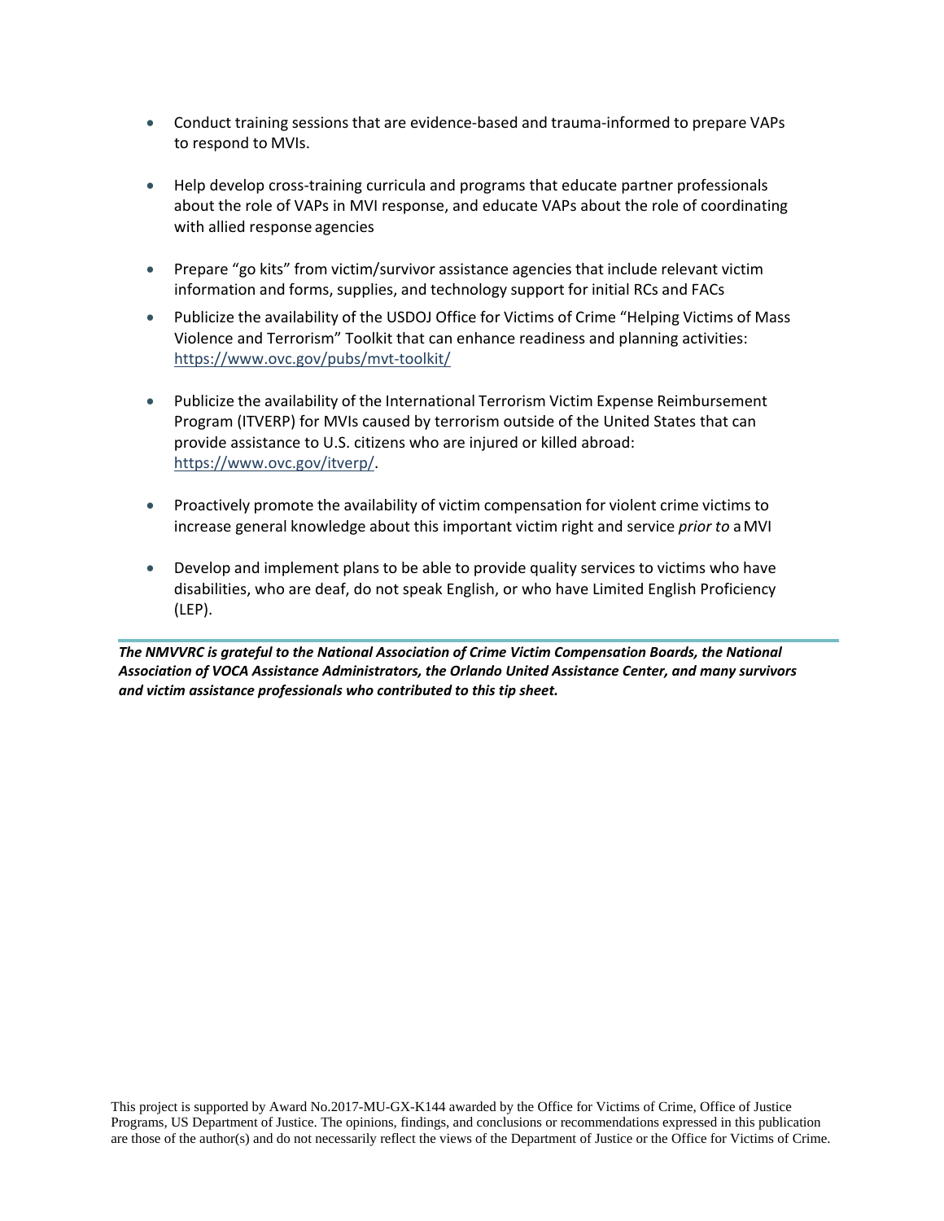- Conduct training sessions that are evidence-based and trauma-informed to prepare VAPs to respond to MVIs.
- Help develop cross-training curricula and programs that educate partner professionals about the role of VAPs in MVI response, and educate VAPs about the role of coordinating with allied response agencies
- Prepare "go kits" from victim/survivor assistance agencies that include relevant victim information and forms, supplies, and technology support for initial RCs and FACs
- Publicize the availability of the USDOJ Office for Victims of Crime "Helping Victims of Mass Violence and Terrorism" Toolkit that can enhance readiness and planning activities: https://www.ovc.gov/pubs/mvt-toolkit/
- Publicize the availability of the International Terrorism Victim Expense Reimbursement Program (ITVERP) for MVIs caused by terrorism outside of the United States that can provide assistance to U.S. citizens who are injured or killed abroad: https://www.ovc.gov/itverp/.
- Proactively promote the availability of victim compensation for violent crime victims to increase general knowledge about this important victim right and service *prior to* a MVI
- Develop and implement plans to be able to provide quality services to victims who have disabilities, who are deaf, do not speak English, or who have Limited English Proficiency (LEP).

---

***The NMVVRC is grateful to the National Association of Crime Victim Compensation Boards, the National Association of VOCA Assistance Administrators, the Orlando United Assistance Center, and many survivors and victim assistance professionals who contributed to this tip sheet.***

This project is supported by Award No.2017-MU-GX-K144 awarded by the Office for Victims of Crime, Office of Justice Programs, US Department of Justice. The opinions, findings, and conclusions or recommendations expressed in this publication are those of the author(s) and do not necessarily reflect the views of the Department of Justice or the Office for Victims of Crime.